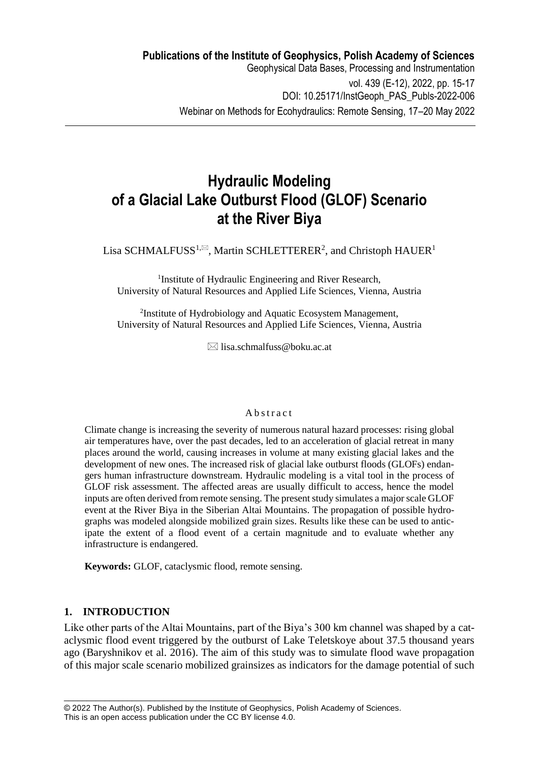# Hydraulic Modeling of a Glacial Lake Outburst Flood (GLOF) Scenario at the River Biya

Lisa SCHMALFUSS[1,✉], Martin SCHLETTERER[2], and Christoph HAUER[1]

[1]Institute of Hydraulic Engineering and River Research, University of Natural Resources and Applied Life Sciences, Vienna, Austria

[2]Institute of Hydrobiology and Aquatic Ecosystem Management, University of Natural Resources and Applied Life Sciences, Vienna, Austria

✉ lisa.schmalfuss@boku.ac.at

### Abstract

Climate change is increasing the severity of numerous natural hazard processes: rising global air temperatures have, over the past decades, led to an acceleration of glacial retreat in many places around the world, causing increases in volume at many existing glacial lakes and the development of new ones. The increased risk of glacial lake outburst floods (GLOFs) endangers human infrastructure downstream. Hydraulic modeling is a vital tool in the process of GLOF risk assessment. The affected areas are usually difficult to access, hence the model inputs are often derived from remote sensing. The present study simulates a major scale GLOF event at the River Biya in the Siberian Altai Mountains. The propagation of possible hydrographs was modeled alongside mobilized grain sizes. Results like these can be used to anticipate the extent of a flood event of a certain magnitude and to evaluate whether any infrastructure is endangered.

**Keywords:** GLOF, cataclysmic flood, remote sensing.

## 1. INTRODUCTION

Like other parts of the Altai Mountains, part of the Biya's 300 km channel was shaped by a cataclysmic flood event triggered by the outburst of Lake Teletskoye about 37.5 thousand years ago (Baryshnikov et al. 2016). The aim of this study was to simulate flood wave propagation of this major scale scenario mobilized grainsizes as indicators for the damage potential of such

© 2022 The Author(s). Published by the Institute of Geophysics, Polish Academy of Sciences. This is an open access publication under the CC BY license 4.0.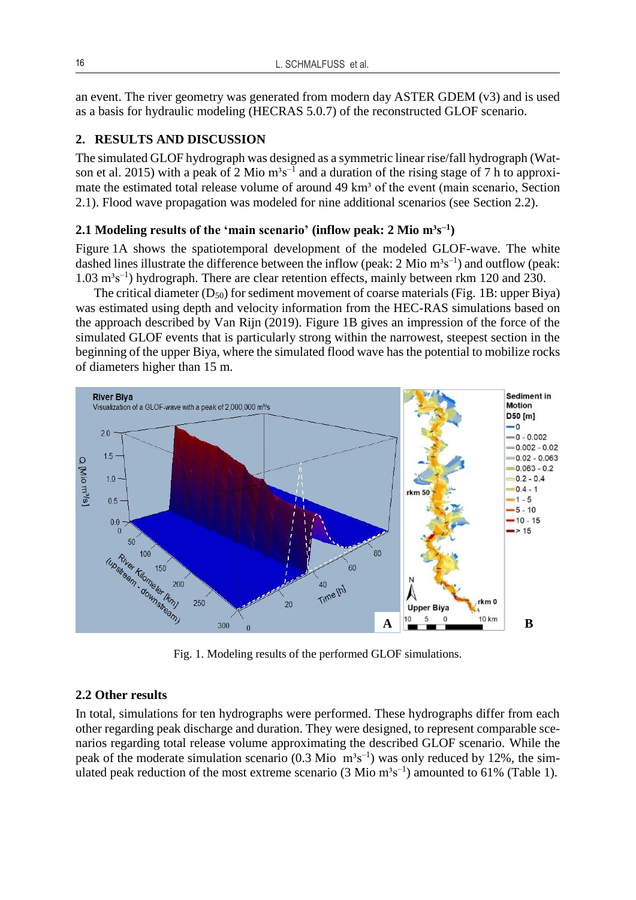an event. The river geometry was generated from modern day ASTER GDEM (v3) and is used as a basis for hydraulic modeling (HECRAS 5.0.7) of the reconstructed GLOF scenario.

## 2. RESULTS AND DISCUSSION

The simulated GLOF hydrograph was designed as a symmetric linear rise/fall hydrograph (Watson et al. 2015) with a peak of 2 Mio $m^3s^{-1}$ and a duration of the rising stage of 7 h to approximate the estimated total release volume of around 49 $km^3$ of the event (main scenario, Section 2.1). Flood wave propagation was modeled for nine additional scenarios (see Section 2.2).

### 2.1 Modeling results of the 'main scenario' (inflow peak: 2 Mio $m^3s^{-1}$)

Figure 1A shows the spatiotemporal development of the modeled GLOF-wave. The white dashed lines illustrate the difference between the inflow (peak: 2 Mio $m^3s^{-1}$) and outflow (peak: 1.03 $m^3s^{-1}$) hydrograph. There are clear retention effects, mainly between rkm 120 and 230.

The critical diameter ($D_{50}$) for sediment movement of coarse materials (Fig. 1B: upper Biya) was estimated using depth and velocity information from the HEC-RAS simulations based on the approach described by Van Rijn (2019). Figure 1B gives an impression of the force of the simulated GLOF events that is particularly strong within the narrowest, steepest section in the beginning of the upper Biya, where the simulated flood wave has the potential to mobilize rocks of diameters higher than 15 m.

Fig. 1. Modeling results of the performed GLOF simulations.

### 2.2 Other results

In total, simulations for ten hydrographs were performed. These hydrographs differ from each other regarding peak discharge and duration. They were designed, to represent comparable scenarios regarding total release volume approximating the described GLOF scenario. While the peak of the moderate simulation scenario (0.3 Mio $m^3s^{-1}$) was only reduced by 12%, the simulated peak reduction of the most extreme scenario (3 Mio $m^3s^{-1}$) amounted to 61% (Table 1).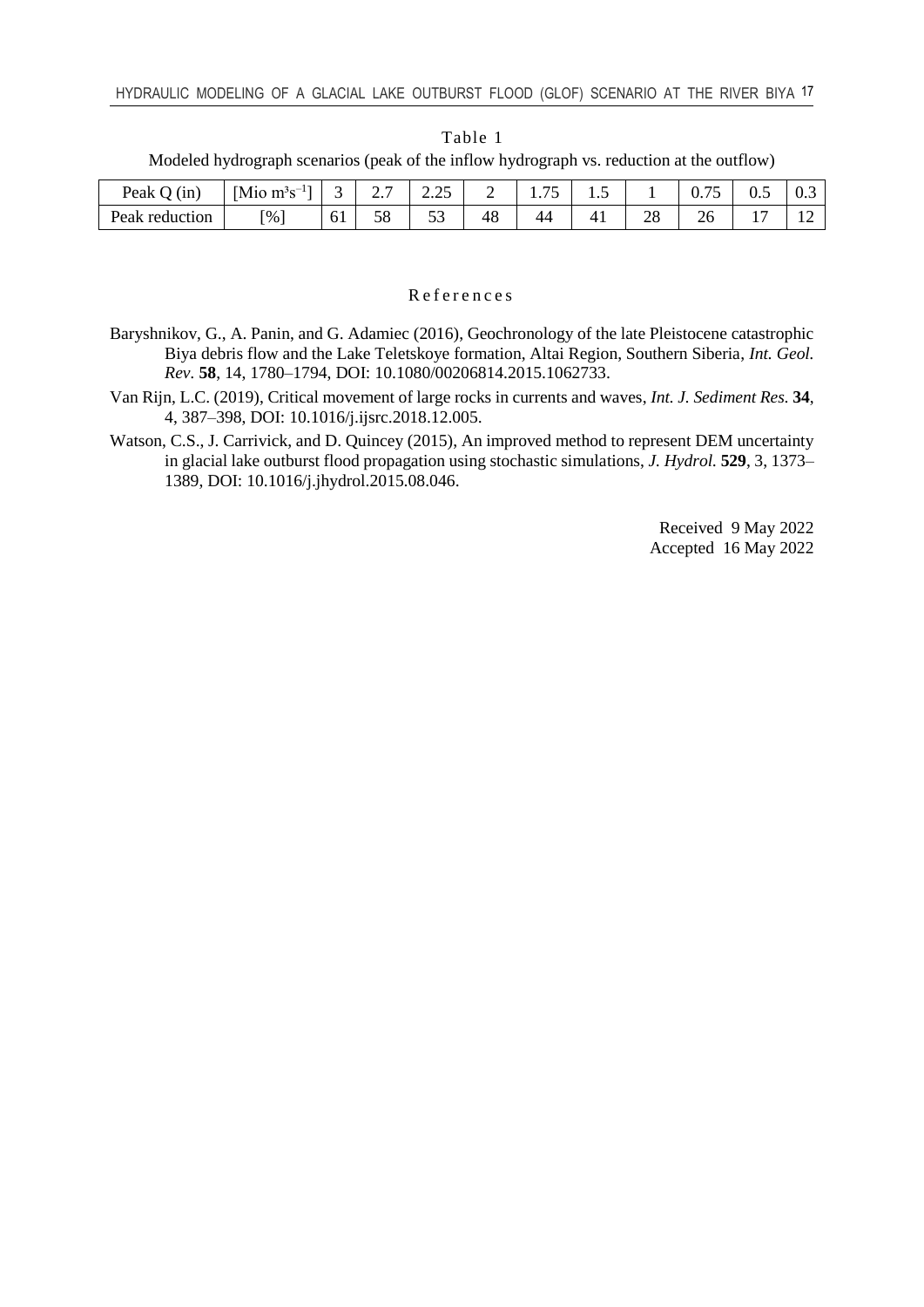Table 1

Modeled hydrograph scenarios (peak of the inflow hydrograph vs. reduction at the outflow)

| | | | | | | | | | | | |
|---|---|---|---|---|---|---|---|---|---|---|---|
| Peak Q (in) | [Mio $m^3 s^{-1}$] | 3 | 2.7 | 2.25 | 2 | 1.75 | 1.5 | 1 | 0.75 | 0.5 | 0.3 |
| Peak reduction | [%] | 61 | 58 | 53 | 48 | 44 | 41 | 28 | 26 | 17 | 12 |

## References

Baryshnikov, G., A. Panin, and G. Adamiec (2016), Geochronology of the late Pleistocene catastrophic Biya debris flow and the Lake Teletskoye formation, Altai Region, Southern Siberia, *Int. Geol. Rev*. **58**, 14, 1780–1794, DOI: 10.1080/00206814.2015.1062733.

Van Rijn, L.C. (2019), Critical movement of large rocks in currents and waves, *Int. J. Sediment Res.* **34**, 4, 387–398, DOI: 10.1016/j.ijsrc.2018.12.005.

Watson, C.S., J. Carrivick, and D. Quincey (2015), An improved method to represent DEM uncertainty in glacial lake outburst flood propagation using stochastic simulations, *J. Hydrol.* **529**, 3, 1373–1389, DOI: 10.1016/j.jhydrol.2015.08.046.

Received 9 May 2022
Accepted 16 May 2022